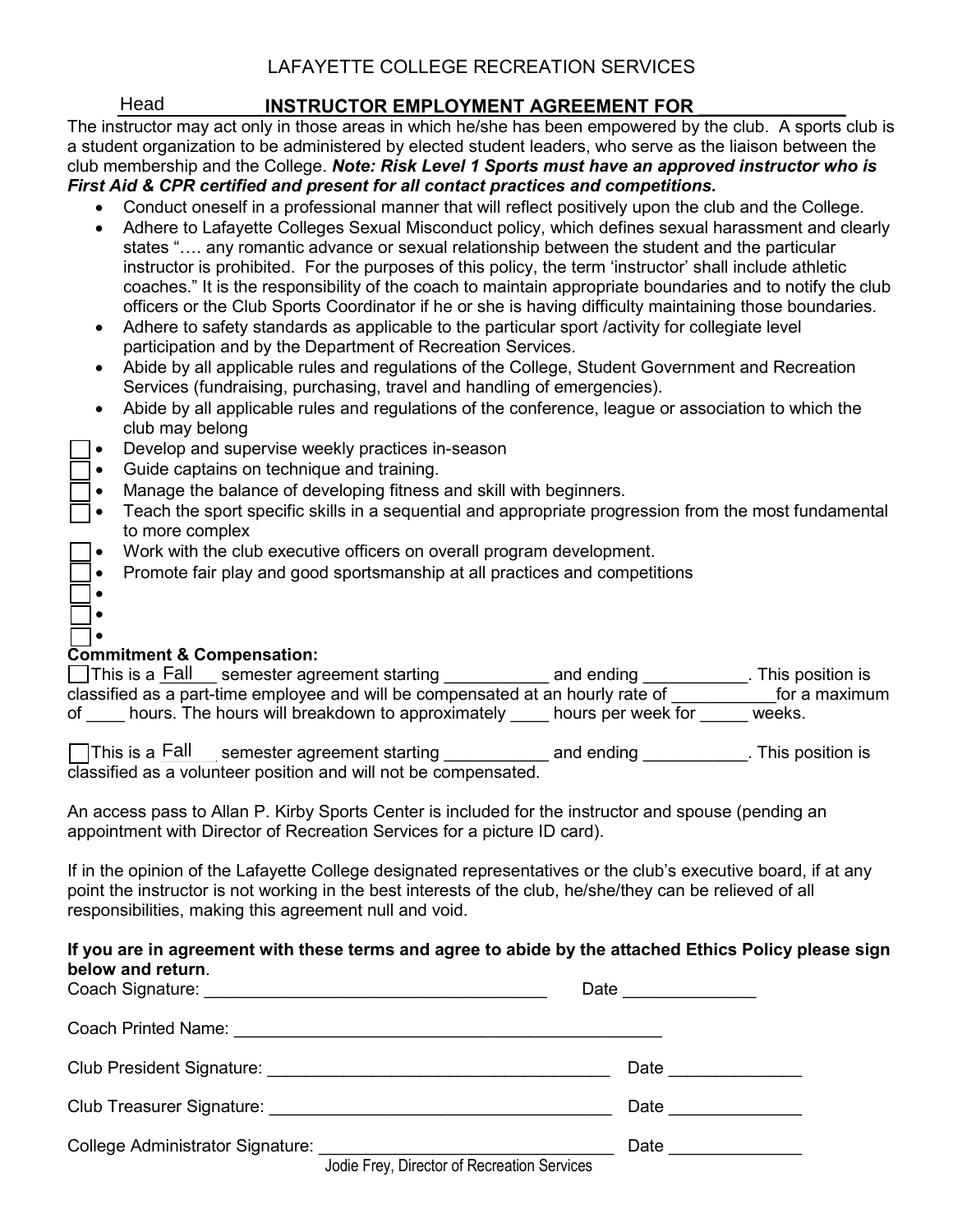# LAFAYETTE COLLEGE RECREATION SERVICES

## Head INSTRUCTOR EMPLOYMENT AGREEMENT FOR ______________

The instructor may act only in those areas in which he/she has been empowered by the club. A sports club is a student organization to be administered by elected student leaders, who serve as the liaison between the club membership and the College. ***Note: Risk Level 1 Sports must have an approved instructor who is First Aid & CPR certified and present for all contact practices and competitions*.**

- Conduct oneself in a professional manner that will reflect positively upon the club and the College.
- Adhere to Lafayette Colleges Sexual Misconduct policy, which defines sexual harassment and clearly states "…. any romantic advance or sexual relationship between the student and the particular instructor is prohibited. For the purposes of this policy, the term 'instructor' shall include athletic coaches." It is the responsibility of the coach to maintain appropriate boundaries and to notify the club officers or the Club Sports Coordinator if he or she is having difficulty maintaining those boundaries.
- Adhere to safety standards as applicable to the particular sport /activity for collegiate level participation and by the Department of Recreation Services.
- Abide by all applicable rules and regulations of the College, Student Government and Recreation Services (fundraising, purchasing, travel and handling of emergencies).
- Abide by all applicable rules and regulations of the conference, league or association to which the club may belong

- [ ] Develop and supervise weekly practices in-season
- [ ] Guide captains on technique and training.
- [ ] Manage the balance of developing fitness and skill with beginners.
- [ ] Teach the sport specific skills in a sequential and appropriate progression from the most fundamental to more complex
- [ ] Work with the club executive officers on overall program development.
- [ ] Promote fair play and good sportsmanship at all practices and competitions
- [ ] 
- [ ] 
- [ ] 

**Commitment & Compensation:**

☐ This is a Fall semester agreement starting ___________ and ending ___________. This position is classified as a part-time employee and will be compensated at an hourly rate of ___________for a maximum of ____ hours. The hours will breakdown to approximately ____ hours per week for _____ weeks.

☐ This is a Fall semester agreement starting ___________ and ending ___________. This position is classified as a volunteer position and will not be compensated.

An access pass to Allan P. Kirby Sports Center is included for the instructor and spouse (pending an appointment with Director of Recreation Services for a picture ID card).

If in the opinion of the Lafayette College designated representatives or the club's executive board, if at any point the instructor is not working in the best interests of the club, he/she/they can be relieved of all responsibilities, making this agreement null and void.

**If you are in agreement with these terms and agree to abide by the attached Ethics Policy please sign below and return**.

Coach Signature: ___________________________________ Date ______________

Coach Printed Name: ____________________________________________

Club President Signature: ___________________________________ Date ______________

Club Treasurer Signature: ___________________________________ Date ______________

College Administrator Signature: ______________________________ Date ______________
Jodie Frey, Director of Recreation Services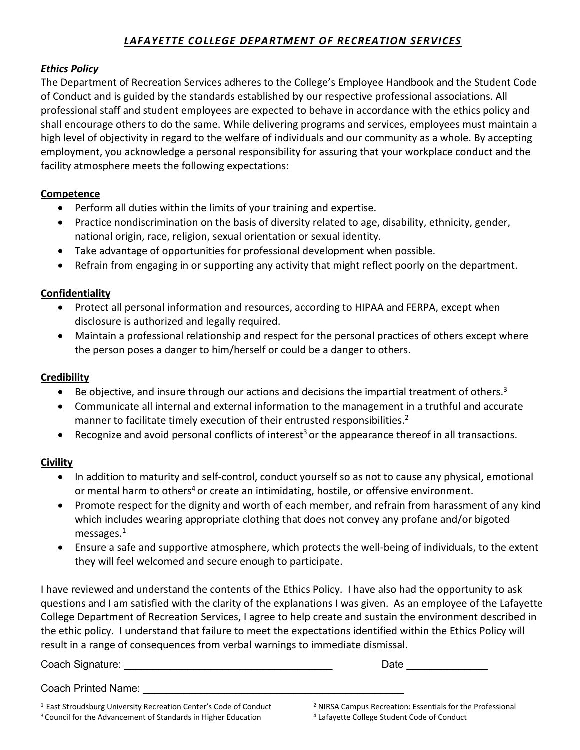***LAFAYETTE COLLEGE DEPARTMENT OF RECREATION SERVICES***

***Ethics Policy***

The Department of Recreation Services adheres to the College's Employee Handbook and the Student Code of Conduct and is guided by the standards established by our respective professional associations. All professional staff and student employees are expected to behave in accordance with the ethics policy and shall encourage others to do the same. While delivering programs and services, employees must maintain a high level of objectivity in regard to the welfare of individuals and our community as a whole. By accepting employment, you acknowledge a personal responsibility for assuring that your workplace conduct and the facility atmosphere meets the following expectations:

**Competence**

- Perform all duties within the limits of your training and expertise.
- Practice nondiscrimination on the basis of diversity related to age, disability, ethnicity, gender, national origin, race, religion, sexual orientation or sexual identity.
- Take advantage of opportunities for professional development when possible.
- Refrain from engaging in or supporting any activity that might reflect poorly on the department.

**Confidentiality**

- Protect all personal information and resources, according to HIPAA and FERPA, except when disclosure is authorized and legally required.
- Maintain a professional relationship and respect for the personal practices of others except where the person poses a danger to him/herself or could be a danger to others.

**Credibility**

- Be objective, and insure through our actions and decisions the impartial treatment of others.[3]
- Communicate all internal and external information to the management in a truthful and accurate manner to facilitate timely execution of their entrusted responsibilities.[2]
- Recognize and avoid personal conflicts of interest[3] or the appearance thereof in all transactions.

**Civility**

- In addition to maturity and self-control, conduct yourself so as not to cause any physical, emotional or mental harm to others[4] or create an intimidating, hostile, or offensive environment.
- Promote respect for the dignity and worth of each member, and refrain from harassment of any kind which includes wearing appropriate clothing that does not convey any profane and/or bigoted messages.[1]
- Ensure a safe and supportive atmosphere, which protects the well-being of individuals, to the extent they will feel welcomed and secure enough to participate.

I have reviewed and understand the contents of the Ethics Policy. I have also had the opportunity to ask questions and I am satisfied with the clarity of the explanations I was given. As an employee of the Lafayette College Department of Recreation Services, I agree to help create and sustain the environment described in the ethic policy. I understand that failure to meet the expectations identified within the Ethics Policy will result in a range of consequences from verbal warnings to immediate dismissal.

Coach Signature: ___________________________________ Date ______________

Coach Printed Name: ____________________________________________

[1] East Stroudsburg University Recreation Center's Code of Conduct

[2] NIRSA Campus Recreation: Essentials for the Professional

[3] Council for the Advancement of Standards in Higher Education

[4] Lafayette College Student Code of Conduct